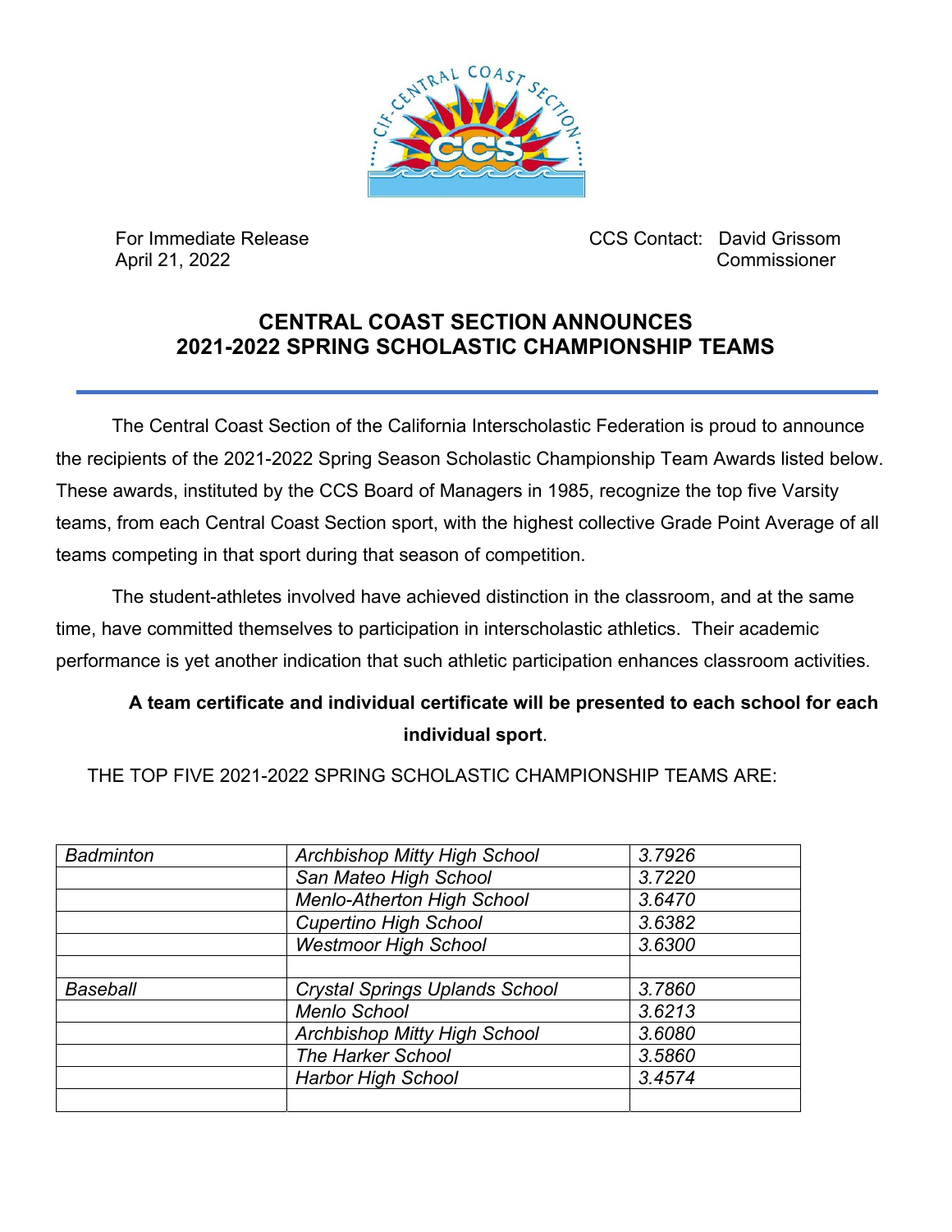For Immediate Release
April 21, 2022

CCS Contact: David Grissom
Commissioner

# CENTRAL COAST SECTION ANNOUNCES
# 2021-2022 SPRING SCHOLASTIC CHAMPIONSHIP TEAMS

The Central Coast Section of the California Interscholastic Federation is proud to announce the recipients of the 2021-2022 Spring Season Scholastic Championship Team Awards listed below. These awards, instituted by the CCS Board of Managers in 1985, recognize the top five Varsity teams, from each Central Coast Section sport, with the highest collective Grade Point Average of all teams competing in that sport during that season of competition.

The student-athletes involved have achieved distinction in the classroom, and at the same time, have committed themselves to participation in interscholastic athletics. Their academic performance is yet another indication that such athletic participation enhances classroom activities.

**A team certificate and individual certificate will be presented to each school for each individual sport**.

THE TOP FIVE 2021-2022 SPRING SCHOLASTIC CHAMPIONSHIP TEAMS ARE:

| | | |
|---|---|---|
| *Badminton* | *Archbishop Mitty High School* | *3.7926* |
| | *San Mateo High School* | *3.7220* |
| | *Menlo-Atherton High School* | *3.6470* |
| | *Cupertino High School* | *3.6382* |
| | *Westmoor High School* | *3.6300* |
| | | |
| *Baseball* | *Crystal Springs Uplands School* | *3.7860* |
| | *Menlo School* | *3.6213* |
| | *Archbishop Mitty High School* | *3.6080* |
| | *The Harker School* | *3.5860* |
| | *Harbor High School* | *3.4574* |
| | | |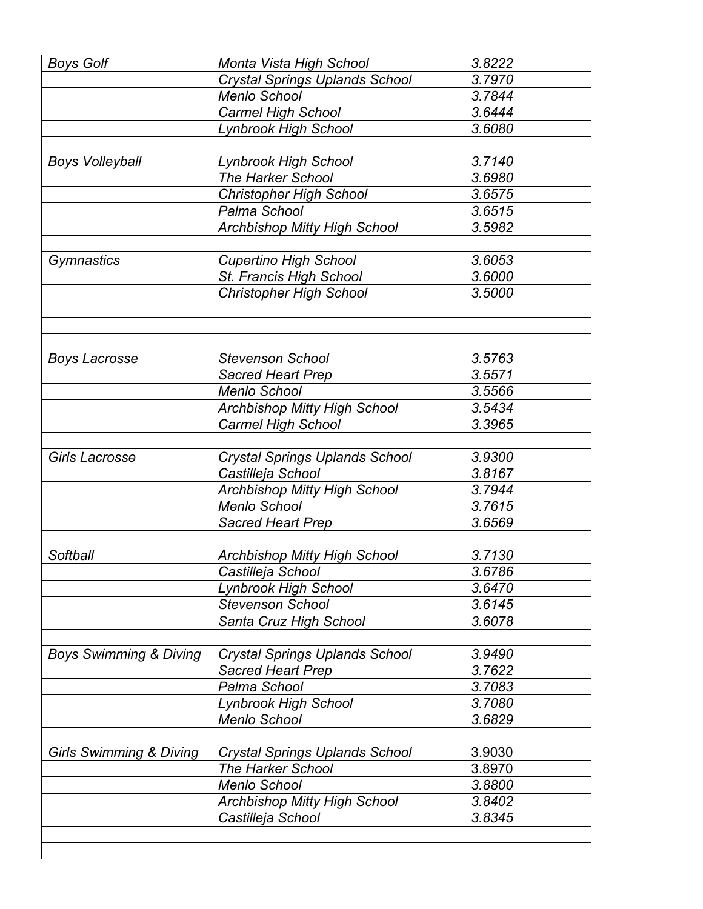| | | |
|---|---|---|
| *Boys Golf* | *Monta Vista High School* | *3.8222* |
| | *Crystal Springs Uplands School* | *3.7970* |
| | *Menlo School* | *3.7844* |
| | *Carmel High School* | *3.6444* |
| | *Lynbrook High School* | *3.6080* |
| | | |
| *Boys Volleyball* | *Lynbrook High School* | *3.7140* |
| | *The Harker School* | *3.6980* |
| | *Christopher High School* | *3.6575* |
| | *Palma School* | *3.6515* |
| | *Archbishop Mitty High School* | *3.5982* |
| | | |
| *Gymnastics* | *Cupertino High School* | *3.6053* |
| | *St. Francis High School* | *3.6000* |
| | *Christopher High School* | *3.5000* |
| | | |
| | | |
| | | |
| *Boys Lacrosse* | *Stevenson School* | *3.5763* |
| | *Sacred Heart Prep* | *3.5571* |
| | *Menlo School* | *3.5566* |
| | *Archbishop Mitty High School* | *3.5434* |
| | *Carmel High School* | *3.3965* |
| | | |
| *Girls Lacrosse* | *Crystal Springs Uplands School* | *3.9300* |
| | *Castilleja School* | *3.8167* |
| | *Archbishop Mitty High School* | *3.7944* |
| | *Menlo School* | *3.7615* |
| | *Sacred Heart Prep* | *3.6569* |
| | | |
| *Softball* | *Archbishop Mitty High School* | *3.7130* |
| | *Castilleja School* | *3.6786* |
| | *Lynbrook High School* | *3.6470* |
| | *Stevenson School* | *3.6145* |
| | *Santa Cruz High School* | *3.6078* |
| | | |
| *Boys Swimming & Diving* | *Crystal Springs Uplands School* | *3.9490* |
| | *Sacred Heart Prep* | *3.7622* |
| | *Palma School* | *3.7083* |
| | *Lynbrook High School* | *3.7080* |
| | *Menlo School* | *3.6829* |
| | | |
| *Girls Swimming & Diving* | *Crystal Springs Uplands School* | 3.9030 |
| | *The Harker School* | 3.8970 |
| | *Menlo School* | *3.8800* |
| | *Archbishop Mitty High School* | *3.8402* |
| | *Castilleja School* | *3.8345* |
| | | |
| | | |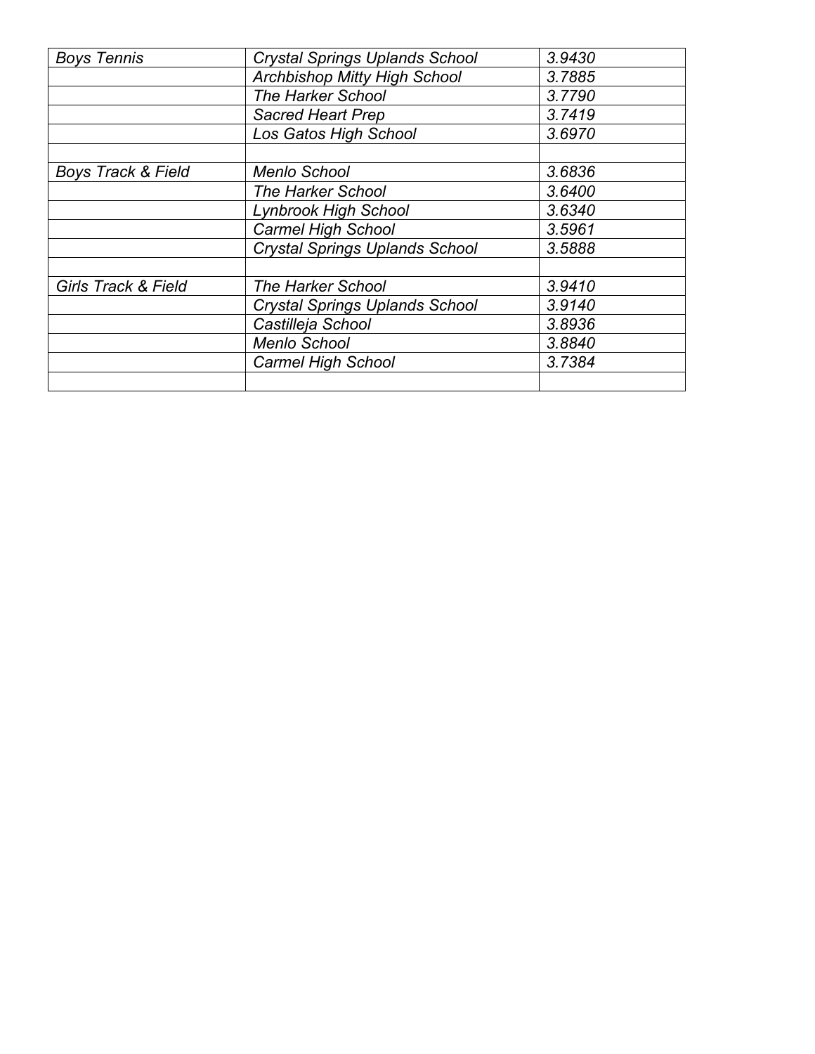| | | |
|---|---|---|
| *Boys Tennis* | *Crystal Springs Uplands School* | *3.9430* |
| | *Archbishop Mitty High School* | *3.7885* |
| | *The Harker School* | *3.7790* |
| | *Sacred Heart Prep* | *3.7419* |
| | *Los Gatos High School* | *3.6970* |
| | | |
| *Boys Track & Field* | *Menlo School* | *3.6836* |
| | *The Harker School* | *3.6400* |
| | *Lynbrook High School* | *3.6340* |
| | *Carmel High School* | *3.5961* |
| | *Crystal Springs Uplands School* | *3.5888* |
| | | |
| *Girls Track & Field* | *The Harker School* | *3.9410* |
| | *Crystal Springs Uplands School* | *3.9140* |
| | *Castilleja School* | *3.8936* |
| | *Menlo School* | *3.8840* |
| | *Carmel High School* | *3.7384* |
| | | |